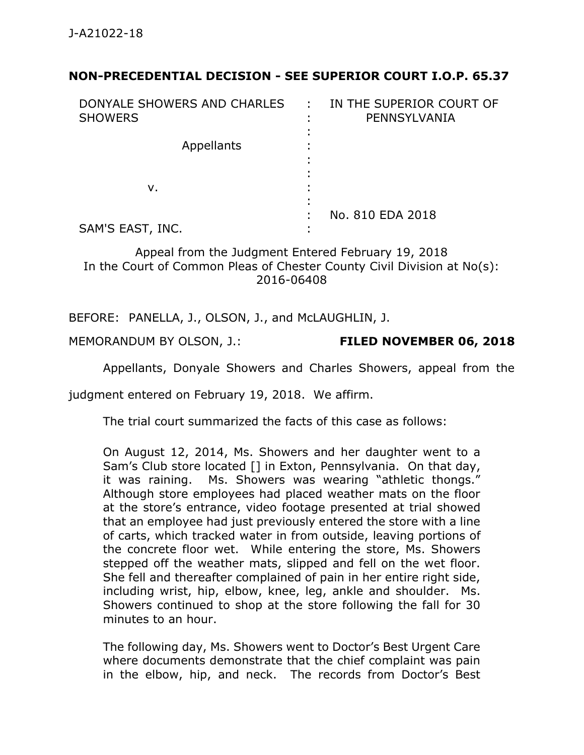J-A21022-18

**NON-PRECEDENTIAL DECISION - SEE SUPERIOR COURT I.O.P. 65.37**

| | | |
|---|---|---|
| DONYALE SHOWERS AND CHARLES SHOWERS<br><br>Appellants<br><br>v.<br><br>SAM'S EAST, INC. | : | IN THE SUPERIOR COURT OF PENNSYLVANIA<br><br><br><br><br><br>No. 810 EDA 2018 |

Appeal from the Judgment Entered February 19, 2018
In the Court of Common Pleas of Chester County Civil Division at No(s): 2016-06408

BEFORE: PANELLA, J., OLSON, J., and McLAUGHLIN, J.

MEMORANDUM BY OLSON, J.: **FILED NOVEMBER 06, 2018**

Appellants, Donyale Showers and Charles Showers, appeal from the judgment entered on February 19, 2018. We affirm.

The trial court summarized the facts of this case as follows:

> On August 12, 2014, Ms. Showers and her daughter went to a Sam's Club store located [] in Exton, Pennsylvania. On that day, it was raining. Ms. Showers was wearing "athletic thongs." Although store employees had placed weather mats on the floor at the store's entrance, video footage presented at trial showed that an employee had just previously entered the store with a line of carts, which tracked water in from outside, leaving portions of the concrete floor wet. While entering the store, Ms. Showers stepped off the weather mats, slipped and fell on the wet floor. She fell and thereafter complained of pain in her entire right side, including wrist, hip, elbow, knee, leg, ankle and shoulder. Ms. Showers continued to shop at the store following the fall for 30 minutes to an hour.
>
> The following day, Ms. Showers went to Doctor's Best Urgent Care where documents demonstrate that the chief complaint was pain in the elbow, hip, and neck. The records from Doctor's Best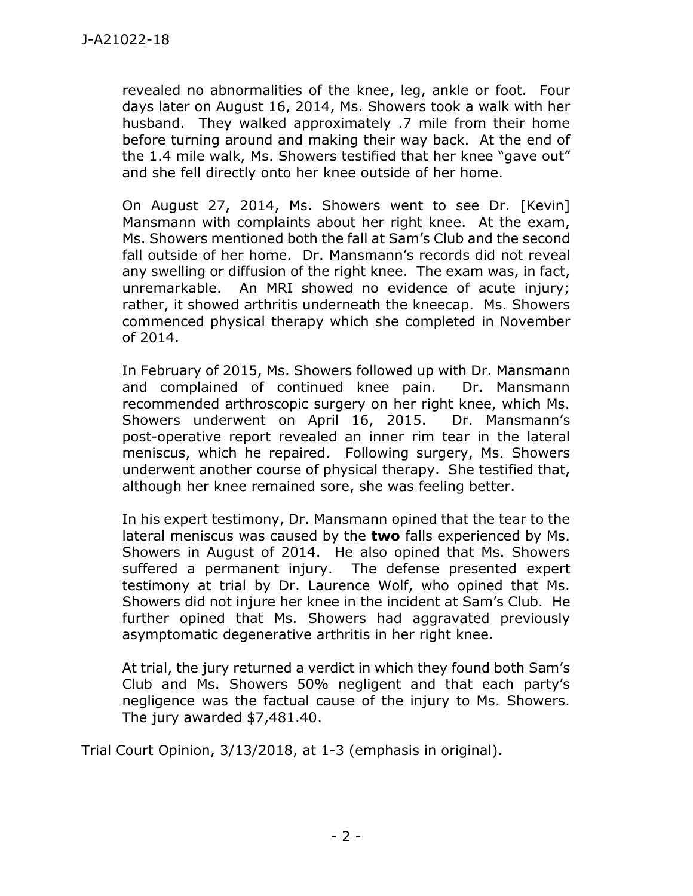> revealed no abnormalities of the knee, leg, ankle or foot. Four days later on August 16, 2014, Ms. Showers took a walk with her husband. They walked approximately .7 mile from their home before turning around and making their way back. At the end of the 1.4 mile walk, Ms. Showers testified that her knee "gave out" and she fell directly onto her knee outside of her home.
>
> On August 27, 2014, Ms. Showers went to see Dr. [Kevin] Mansmann with complaints about her right knee. At the exam, Ms. Showers mentioned both the fall at Sam's Club and the second fall outside of her home. Dr. Mansmann's records did not reveal any swelling or diffusion of the right knee. The exam was, in fact, unremarkable. An MRI showed no evidence of acute injury; rather, it showed arthritis underneath the kneecap. Ms. Showers commenced physical therapy which she completed in November of 2014.
>
> In February of 2015, Ms. Showers followed up with Dr. Mansmann and complained of continued knee pain. Dr. Mansmann recommended arthroscopic surgery on her right knee, which Ms. Showers underwent on April 16, 2015. Dr. Mansmann's post-operative report revealed an inner rim tear in the lateral meniscus, which he repaired. Following surgery, Ms. Showers underwent another course of physical therapy. She testified that, although her knee remained sore, she was feeling better.
>
> In his expert testimony, Dr. Mansmann opined that the tear to the lateral meniscus was caused by the **two** falls experienced by Ms. Showers in August of 2014. He also opined that Ms. Showers suffered a permanent injury. The defense presented expert testimony at trial by Dr. Laurence Wolf, who opined that Ms. Showers did not injure her knee in the incident at Sam's Club. He further opined that Ms. Showers had aggravated previously asymptomatic degenerative arthritis in her right knee.
>
> At trial, the jury returned a verdict in which they found both Sam's Club and Ms. Showers 50% negligent and that each party's negligence was the factual cause of the injury to Ms. Showers. The jury awarded $7,481.40.

Trial Court Opinion, 3/13/2018, at 1-3 (emphasis in original).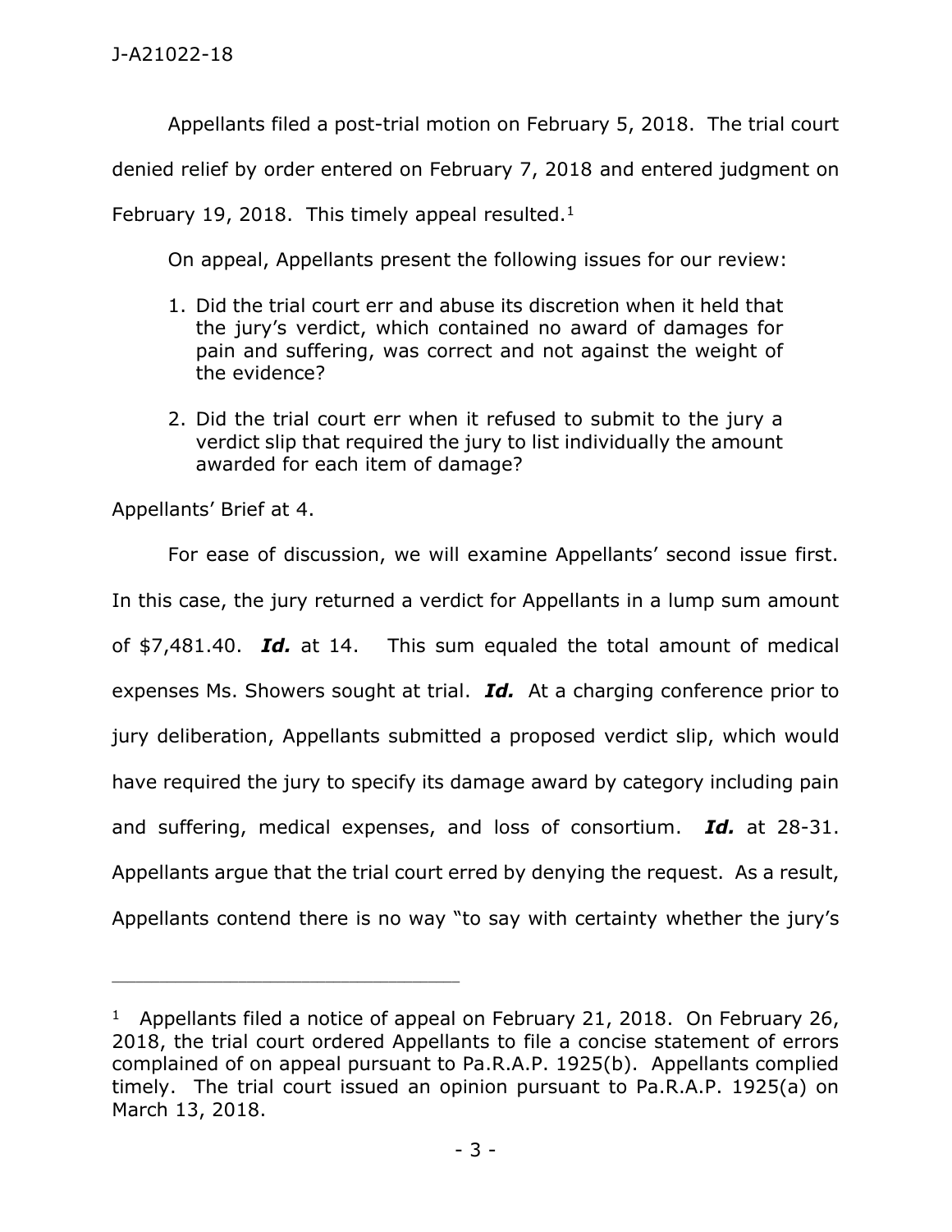Appellants filed a post-trial motion on February 5, 2018. The trial court denied relief by order entered on February 7, 2018 and entered judgment on February 19, 2018. This timely appeal resulted.[1]

On appeal, Appellants present the following issues for our review:

> 1. Did the trial court err and abuse its discretion when it held that the jury's verdict, which contained no award of damages for pain and suffering, was correct and not against the weight of the evidence?
>
> 2. Did the trial court err when it refused to submit to the jury a verdict slip that required the jury to list individually the amount awarded for each item of damage?

Appellants' Brief at 4.

For ease of discussion, we will examine Appellants' second issue first. In this case, the jury returned a verdict for Appellants in a lump sum amount of $7,481.40. ***Id.*** at 14. This sum equaled the total amount of medical expenses Ms. Showers sought at trial. ***Id.*** At a charging conference prior to jury deliberation, Appellants submitted a proposed verdict slip, which would have required the jury to specify its damage award by category including pain and suffering, medical expenses, and loss of consortium. ***Id.*** at 28-31. Appellants argue that the trial court erred by denying the request. As a result, Appellants contend there is no way "to say with certainty whether the jury's

---

[1] Appellants filed a notice of appeal on February 21, 2018. On February 26, 2018, the trial court ordered Appellants to file a concise statement of errors complained of on appeal pursuant to Pa.R.A.P. 1925(b). Appellants complied timely. The trial court issued an opinion pursuant to Pa.R.A.P. 1925(a) on March 13, 2018.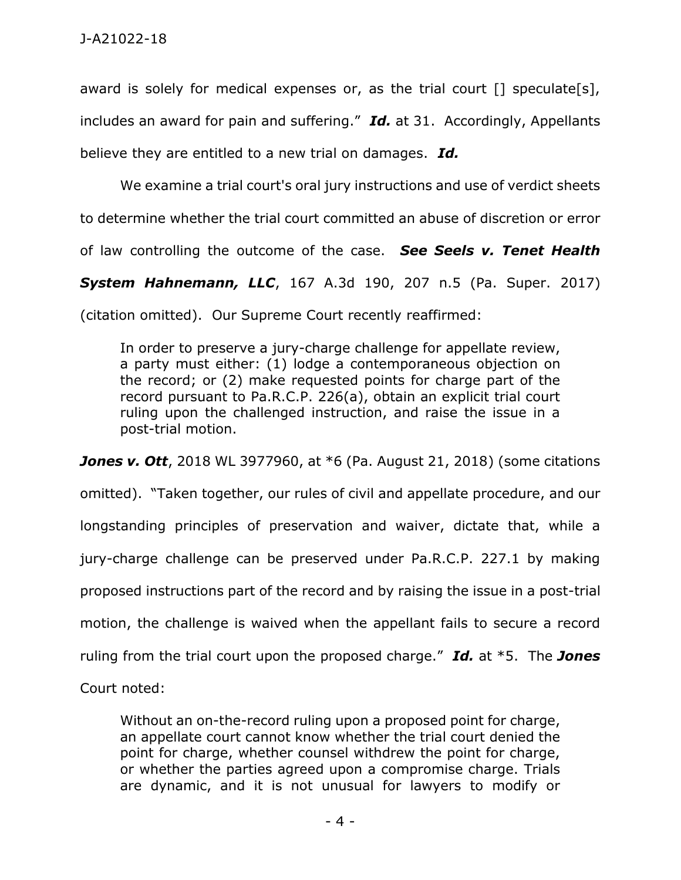award is solely for medical expenses or, as the trial court [] speculate[s], includes an award for pain and suffering." ***Id.*** at 31. Accordingly, Appellants believe they are entitled to a new trial on damages. ***Id.***

We examine a trial court's oral jury instructions and use of verdict sheets to determine whether the trial court committed an abuse of discretion or error of law controlling the outcome of the case. ***See Seels v. Tenet Health System Hahnemann, LLC***, 167 A.3d 190, 207 n.5 (Pa. Super. 2017) (citation omitted). Our Supreme Court recently reaffirmed:

> In order to preserve a jury-charge challenge for appellate review, a party must either: (1) lodge a contemporaneous objection on the record; or (2) make requested points for charge part of the record pursuant to Pa.R.C.P. 226(a), obtain an explicit trial court ruling upon the challenged instruction, and raise the issue in a post-trial motion.

***Jones v. Ott***, 2018 WL 3977960, at *6 (Pa. August 21, 2018) (some citations omitted). "Taken together, our rules of civil and appellate procedure, and our longstanding principles of preservation and waiver, dictate that, while a jury-charge challenge can be preserved under Pa.R.C.P. 227.1 by making proposed instructions part of the record and by raising the issue in a post-trial motion, the challenge is waived when the appellant fails to secure a record ruling from the trial court upon the proposed charge." ***Id.*** at *5. The ***Jones*** Court noted:

> Without an on-the-record ruling upon a proposed point for charge, an appellate court cannot know whether the trial court denied the point for charge, whether counsel withdrew the point for charge, or whether the parties agreed upon a compromise charge. Trials are dynamic, and it is not unusual for lawyers to modify or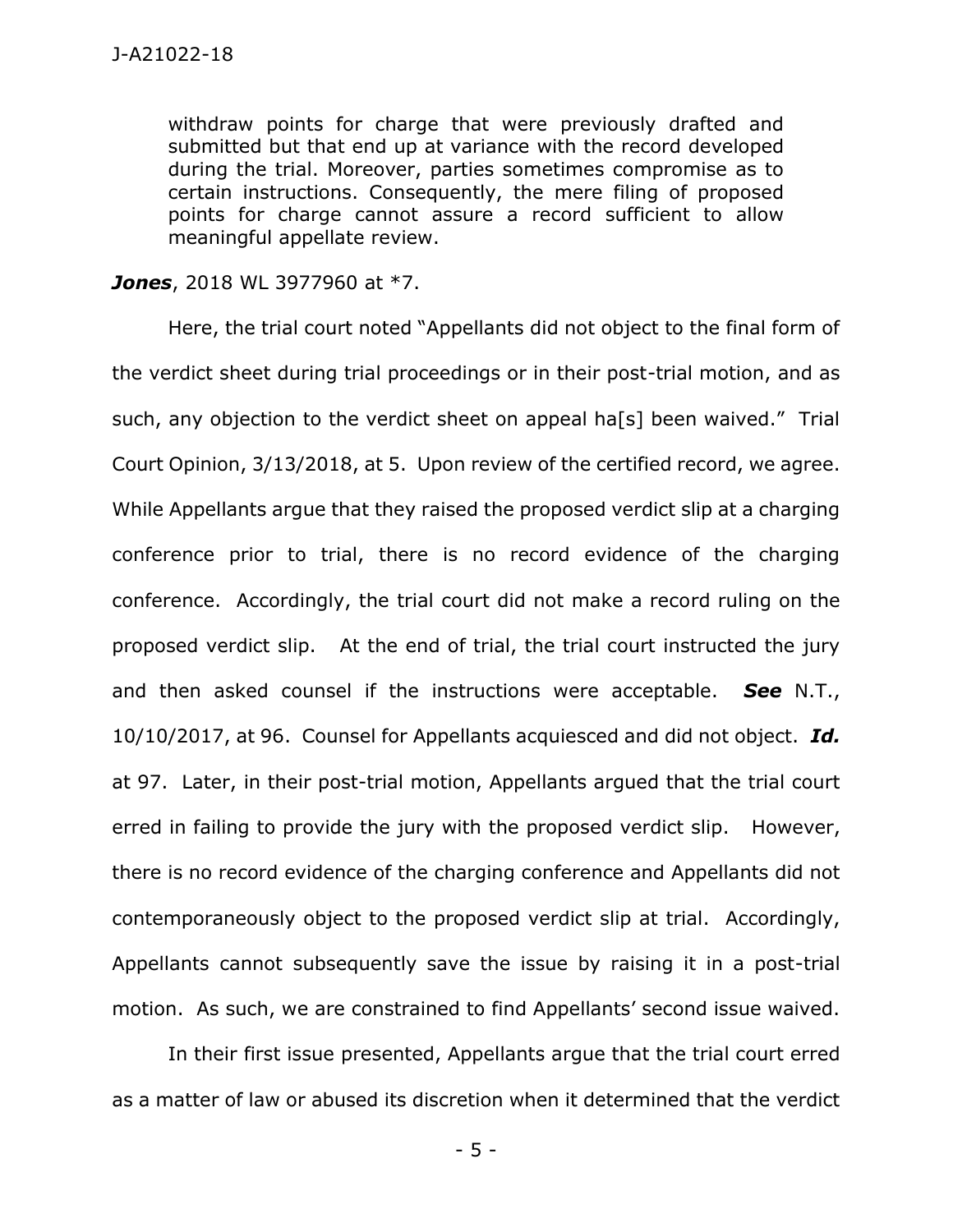> withdraw points for charge that were previously drafted and submitted but that end up at variance with the record developed during the trial. Moreover, parties sometimes compromise as to certain instructions. Consequently, the mere filing of proposed points for charge cannot assure a record sufficient to allow meaningful appellate review.

***Jones***, 2018 WL 3977960 at *7.

Here, the trial court noted "Appellants did not object to the final form of the verdict sheet during trial proceedings or in their post-trial motion, and as such, any objection to the verdict sheet on appeal ha[s] been waived." Trial Court Opinion, 3/13/2018, at 5. Upon review of the certified record, we agree. While Appellants argue that they raised the proposed verdict slip at a charging conference prior to trial, there is no record evidence of the charging conference. Accordingly, the trial court did not make a record ruling on the proposed verdict slip. At the end of trial, the trial court instructed the jury and then asked counsel if the instructions were acceptable. ***See*** N.T., 10/10/2017, at 96. Counsel for Appellants acquiesced and did not object. ***Id.*** at 97. Later, in their post-trial motion, Appellants argued that the trial court erred in failing to provide the jury with the proposed verdict slip. However, there is no record evidence of the charging conference and Appellants did not contemporaneously object to the proposed verdict slip at trial. Accordingly, Appellants cannot subsequently save the issue by raising it in a post-trial motion. As such, we are constrained to find Appellants' second issue waived.

In their first issue presented, Appellants argue that the trial court erred as a matter of law or abused its discretion when it determined that the verdict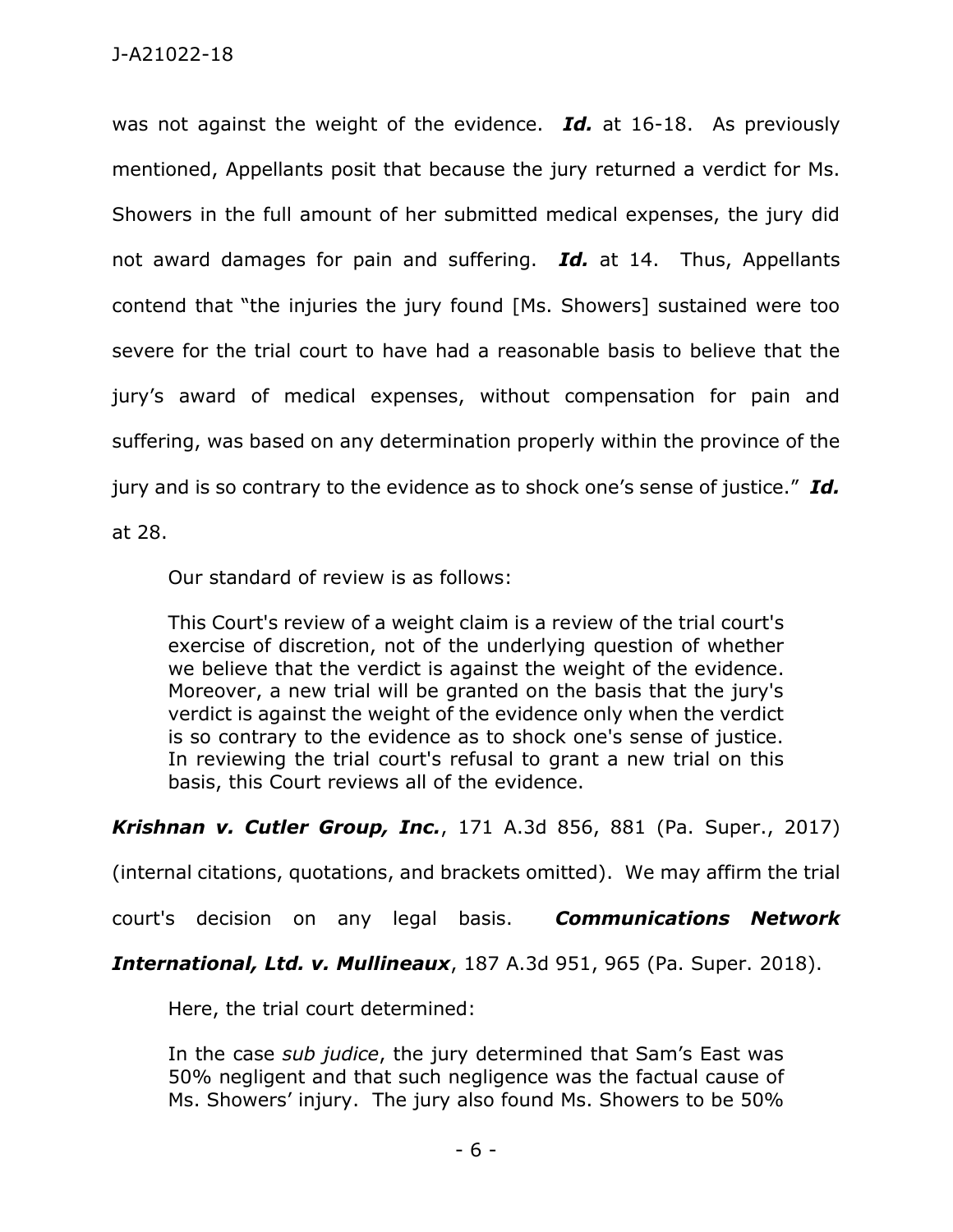was not against the weight of the evidence. ***Id.*** at 16-18. As previously mentioned, Appellants posit that because the jury returned a verdict for Ms. Showers in the full amount of her submitted medical expenses, the jury did not award damages for pain and suffering. ***Id.*** at 14. Thus, Appellants contend that "the injuries the jury found [Ms. Showers] sustained were too severe for the trial court to have had a reasonable basis to believe that the jury's award of medical expenses, without compensation for pain and suffering, was based on any determination properly within the province of the jury and is so contrary to the evidence as to shock one's sense of justice." ***Id.*** at 28.

Our standard of review is as follows:

> This Court's review of a weight claim is a review of the trial court's exercise of discretion, not of the underlying question of whether we believe that the verdict is against the weight of the evidence. Moreover, a new trial will be granted on the basis that the jury's verdict is against the weight of the evidence only when the verdict is so contrary to the evidence as to shock one's sense of justice. In reviewing the trial court's refusal to grant a new trial on this basis, this Court reviews all of the evidence.

***Krishnan v. Cutler Group, Inc.***, 171 A.3d 856, 881 (Pa. Super., 2017) (internal citations, quotations, and brackets omitted). We may affirm the trial court's decision on any legal basis. ***Communications Network International, Ltd. v. Mullineaux***, 187 A.3d 951, 965 (Pa. Super. 2018).

Here, the trial court determined:

> In the case *sub judice*, the jury determined that Sam's East was 50% negligent and that such negligence was the factual cause of Ms. Showers' injury. The jury also found Ms. Showers to be 50%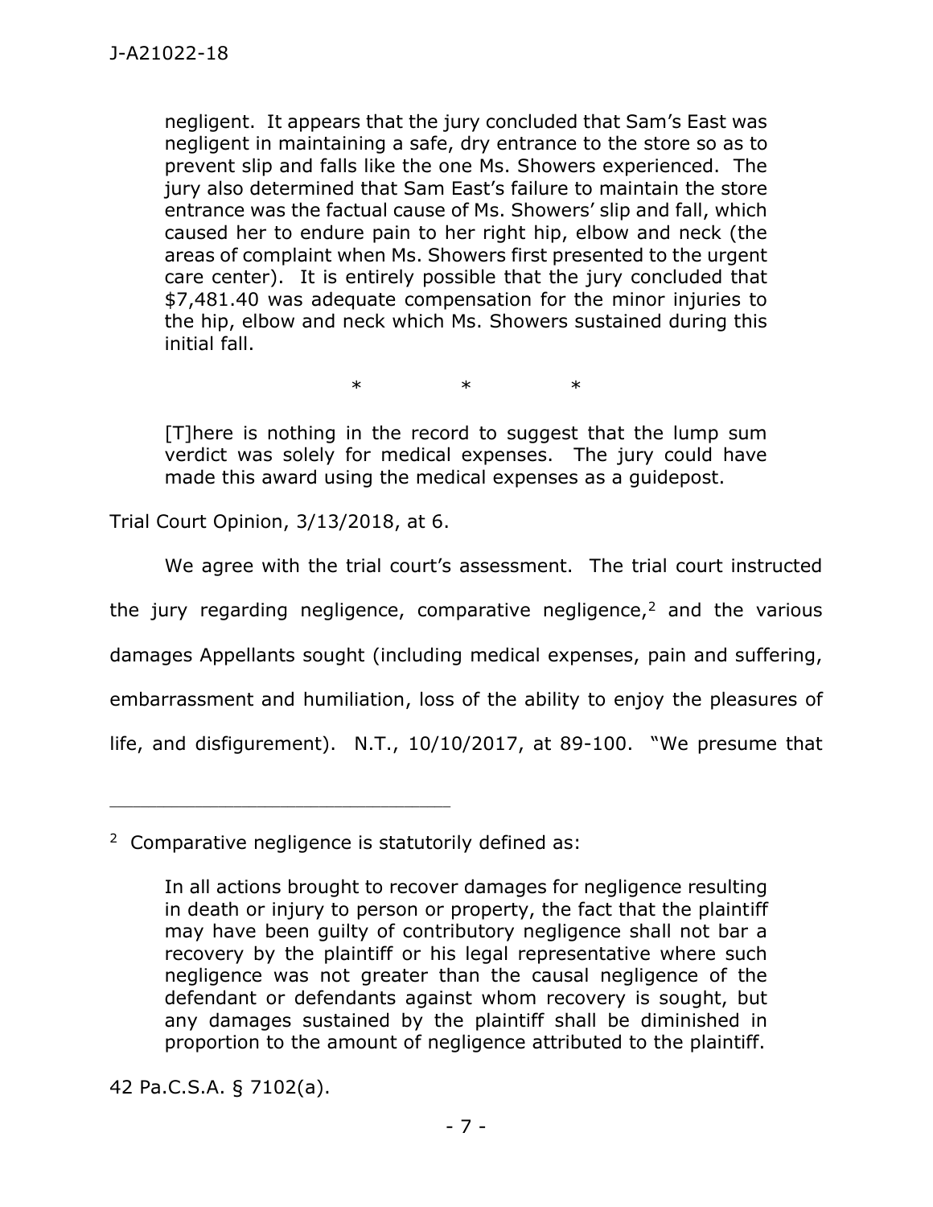> negligent. It appears that the jury concluded that Sam's East was negligent in maintaining a safe, dry entrance to the store so as to prevent slip and falls like the one Ms. Showers experienced. The jury also determined that Sam East's failure to maintain the store entrance was the factual cause of Ms. Showers' slip and fall, which caused her to endure pain to her right hip, elbow and neck (the areas of complaint when Ms. Showers first presented to the urgent care center). It is entirely possible that the jury concluded that $7,481.40 was adequate compensation for the minor injuries to the hip, elbow and neck which Ms. Showers sustained during this initial fall.
>
> \* \* \*
>
> [T]here is nothing in the record to suggest that the lump sum verdict was solely for medical expenses. The jury could have made this award using the medical expenses as a guidepost.

Trial Court Opinion, 3/13/2018, at 6.

We agree with the trial court's assessment. The trial court instructed the jury regarding negligence, comparative negligence,[2] and the various damages Appellants sought (including medical expenses, pain and suffering, embarrassment and humiliation, loss of the ability to enjoy the pleasures of life, and disfigurement). N.T., 10/10/2017, at 89-100. "We presume that

---

[2] Comparative negligence is statutorily defined as:

> In all actions brought to recover damages for negligence resulting in death or injury to person or property, the fact that the plaintiff may have been guilty of contributory negligence shall not bar a recovery by the plaintiff or his legal representative where such negligence was not greater than the causal negligence of the defendant or defendants against whom recovery is sought, but any damages sustained by the plaintiff shall be diminished in proportion to the amount of negligence attributed to the plaintiff.

42 Pa.C.S.A. § 7102(a).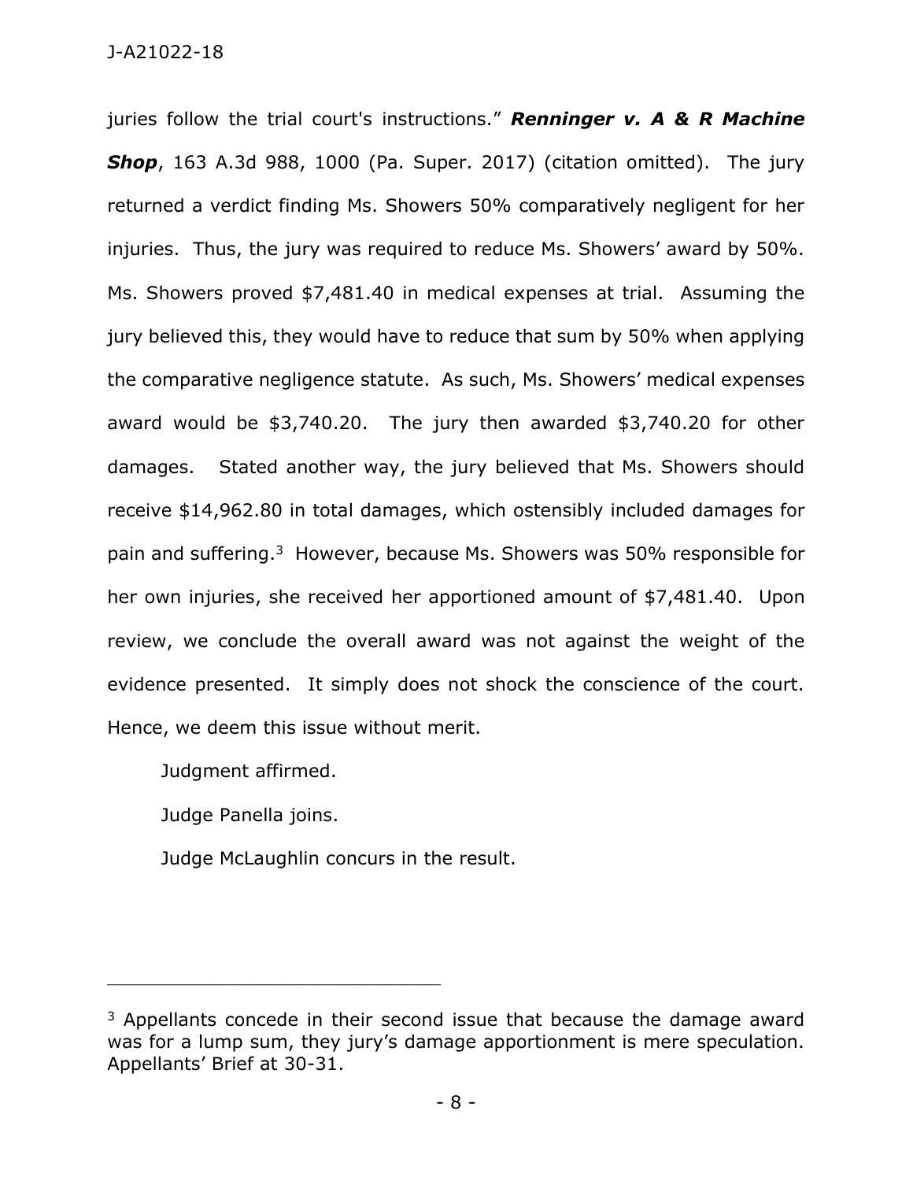juries follow the trial court's instructions." ***Renninger v. A & R Machine Shop***, 163 A.3d 988, 1000 (Pa. Super. 2017) (citation omitted). The jury returned a verdict finding Ms. Showers 50% comparatively negligent for her injuries. Thus, the jury was required to reduce Ms. Showers' award by 50%. Ms. Showers proved $7,481.40 in medical expenses at trial. Assuming the jury believed this, they would have to reduce that sum by 50% when applying the comparative negligence statute. As such, Ms. Showers' medical expenses award would be $3,740.20. The jury then awarded $3,740.20 for other damages. Stated another way, the jury believed that Ms. Showers should receive $14,962.80 in total damages, which ostensibly included damages for pain and suffering.[3] However, because Ms. Showers was 50% responsible for her own injuries, she received her apportioned amount of $7,481.40. Upon review, we conclude the overall award was not against the weight of the evidence presented. It simply does not shock the conscience of the court. Hence, we deem this issue without merit.

Judgment affirmed.

Judge Panella joins.

Judge McLaughlin concurs in the result.

---

[3] Appellants concede in their second issue that because the damage award was for a lump sum, they jury's damage apportionment is mere speculation. Appellants' Brief at 30-31.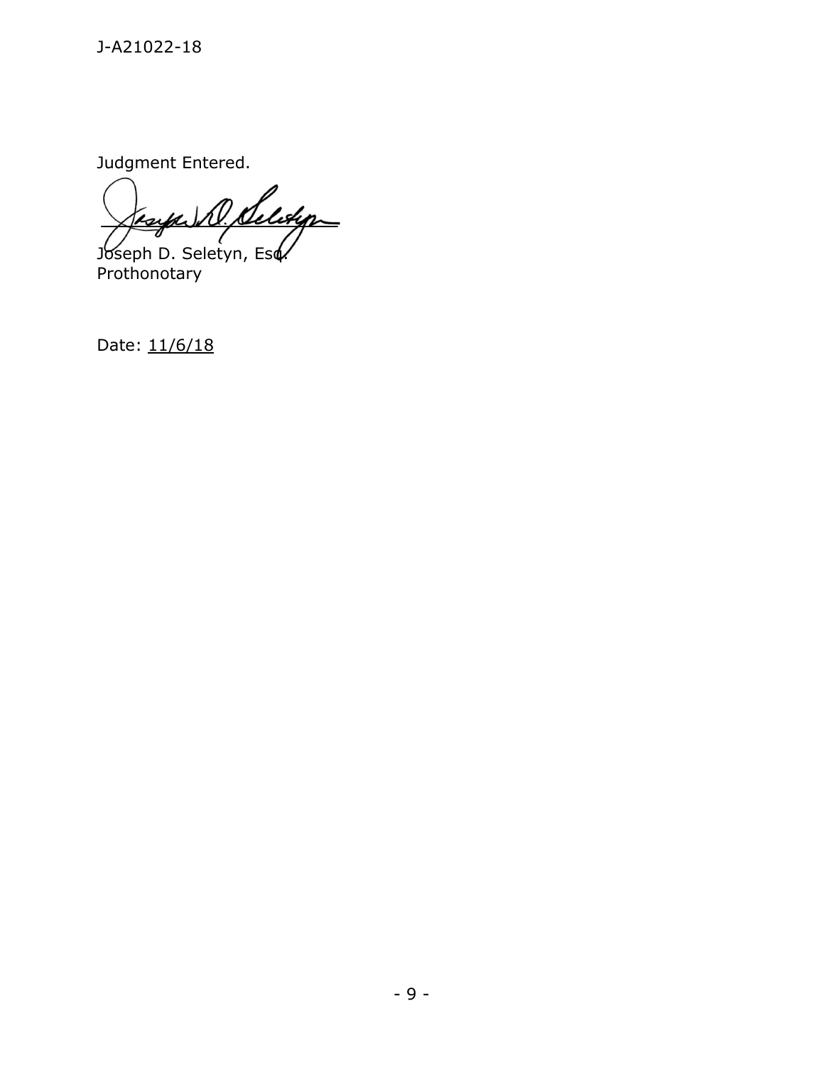Judgment Entered.

Joseph D. Seletyn, Esq.
Prothonotary

Date: 11/6/18